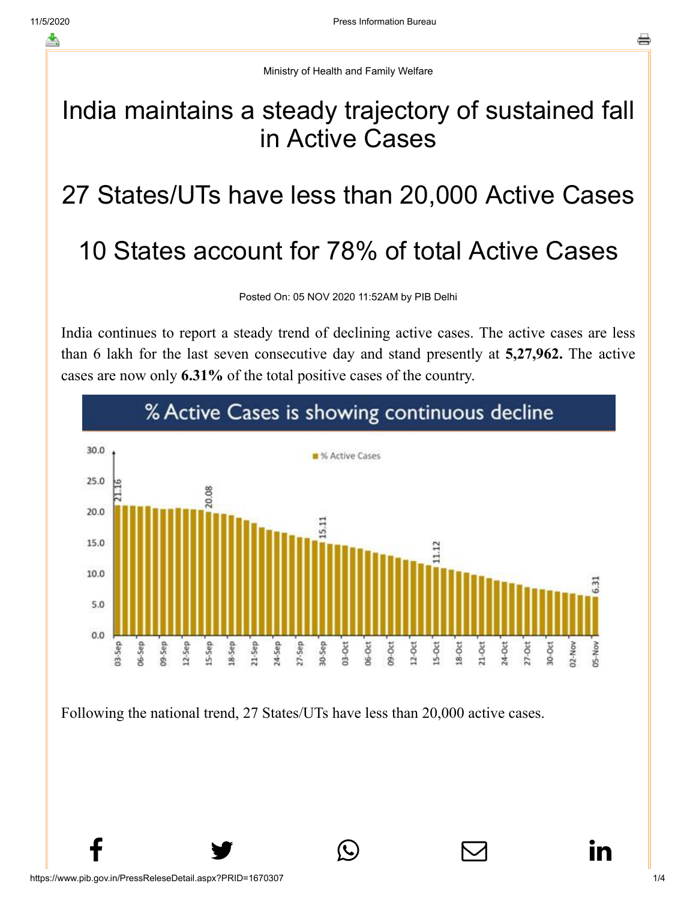Ministry of Health and Family Welfare

# India maintains a steady trajectory of sustained fall in Active Cases

## 27 States/UTs have less than 20,000 Active Cases

## 10 States account for 78% of total Active Cases

Posted On: 05 NOV 2020 11:52AM by PIB Delhi

India continues to report a steady trend of declining active cases. The active cases are less than 6 lakh for the last seven consecutive day and stand presently at **5,27,962.** The active cases are now only **6.31%** of the total positive cases of the country.

Following the national trend, 27 States/UTs have less than 20,000 active cases.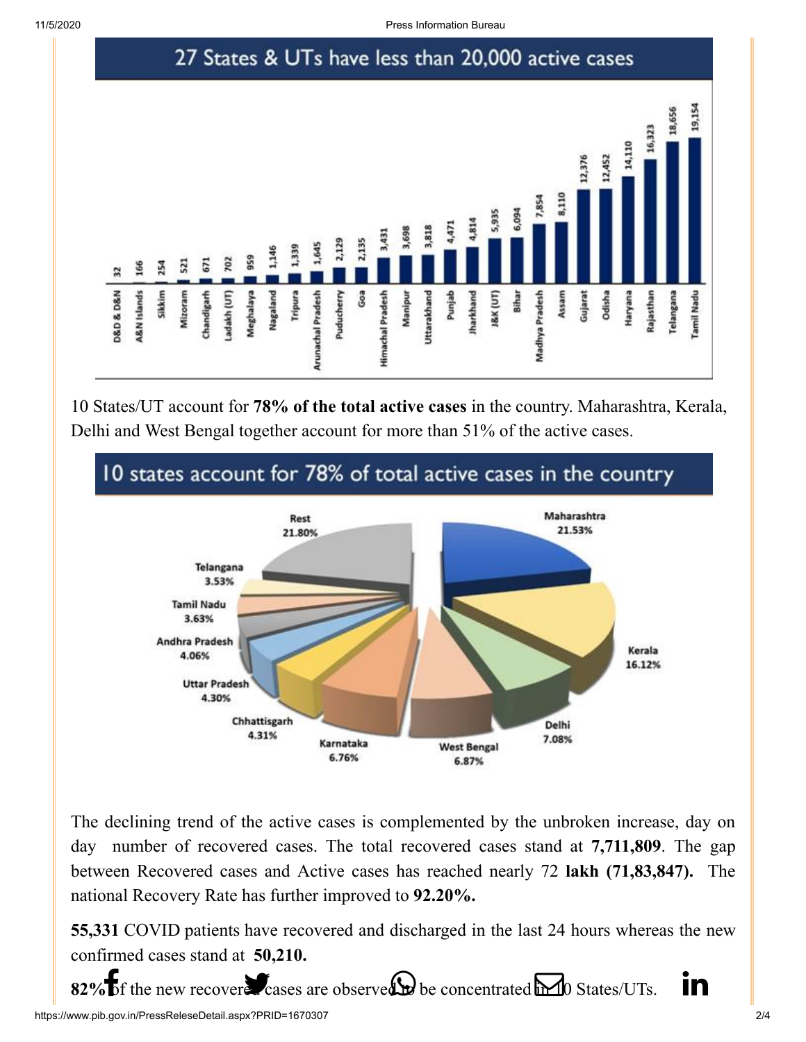## 27 States & UTs have less than 20,000 active cases

| State/UT | Active cases |
|---|---|
| D&D & D&N | 32 |
| A&N Islands | 166 |
| Sikkim | 254 |
| Mizoram | 521 |
| Chandigarh | 671 |
| Ladakh (UT) | 702 |
| Meghalaya | 959 |
| Nagaland | 1,146 |
| Tripura | 1,339 |
| Arunachal Pradesh | 1,645 |
| Puducherry | 2,129 |
| Goa | 2,135 |
| Himachal Pradesh | 3,431 |
| Manipur | 3,698 |
| Uttarakhand | 3,818 |
| Punjab | 4,471 |
| Jharkhand | 4,814 |
| J&K (UT) | 5,935 |
| Bihar | 6,094 |
| Madhya Pradesh | 7,854 |
| Assam | 8,110 |
| Gujarat | 12,376 |
| Odisha | 12,452 |
| Haryana | 14,110 |
| Rajasthan | 16,323 |
| Telangana | 18,656 |
| Tamil Nadu | 19,154 |

10 States/UT account for **78% of the total active cases** in the country. Maharashtra, Kerala, Delhi and West Bengal together account for more than 51% of the active cases.

## 10 states account for 78% of total active cases in the country

| State | Share |
|---|---|
| Maharashtra | 21.53% |
| Kerala | 16.12% |
| Delhi | 7.08% |
| West Bengal | 6.87% |
| Karnataka | 6.76% |
| Chhattisgarh | 4.31% |
| Uttar Pradesh | 4.30% |
| Andhra Pradesh | 4.06% |
| Tamil Nadu | 3.63% |
| Telangana | 3.53% |
| Rest | 21.80% |

The declining trend of the active cases is complemented by the unbroken increase, day on day number of recovered cases. The total recovered cases stand at **7,711,809**. The gap between Recovered cases and Active cases has reached nearly 72 **lakh (71,83,847).** The national Recovery Rate has further improved to **92.20%.**

**55,331** COVID patients have recovered and discharged in the last 24 hours whereas the new confirmed cases stand at **50,210.**

**82%** of the new recovered cases are observed to be concentrated in 10 States/UTs.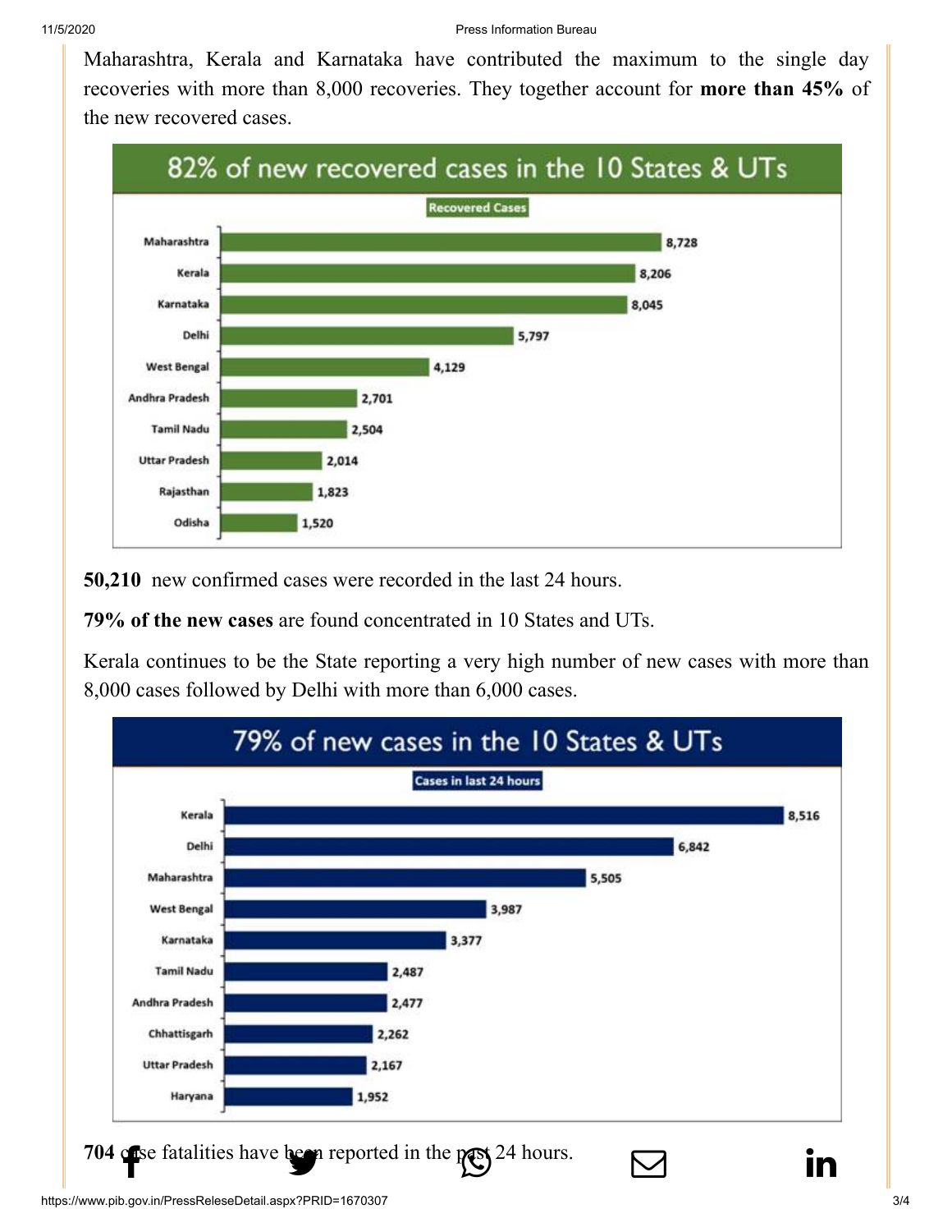Maharashtra, Kerala and Karnataka have contributed the maximum to the single day recoveries with more than 8,000 recoveries. They together account for **more than 45%** of the new recovered cases.

**82% of new recovered cases in the 10 States & UTs**

| State/UT | Recovered Cases |
|---|---|
| Maharashtra | 8,728 |
| Kerala | 8,206 |
| Karnataka | 8,045 |
| Delhi | 5,797 |
| West Bengal | 4,129 |
| Andhra Pradesh | 2,701 |
| Tamil Nadu | 2,504 |
| Uttar Pradesh | 2,014 |
| Rajasthan | 1,823 |
| Odisha | 1,520 |

**50,210** new confirmed cases were recorded in the last 24 hours.

**79% of the new cases** are found concentrated in 10 States and UTs.

Kerala continues to be the State reporting a very high number of new cases with more than 8,000 cases followed by Delhi with more than 6,000 cases.

**79% of new cases in the 10 States & UTs**

| State/UT | Cases in last 24 hours |
|---|---|
| Kerala | 8,516 |
| Delhi | 6,842 |
| Maharashtra | 5,505 |
| West Bengal | 3,987 |
| Karnataka | 3,377 |
| Tamil Nadu | 2,487 |
| Andhra Pradesh | 2,477 |
| Chhattisgarh | 2,262 |
| Uttar Pradesh | 2,167 |
| Haryana | 1,952 |

**704** case fatalities have been reported in the past 24 hours.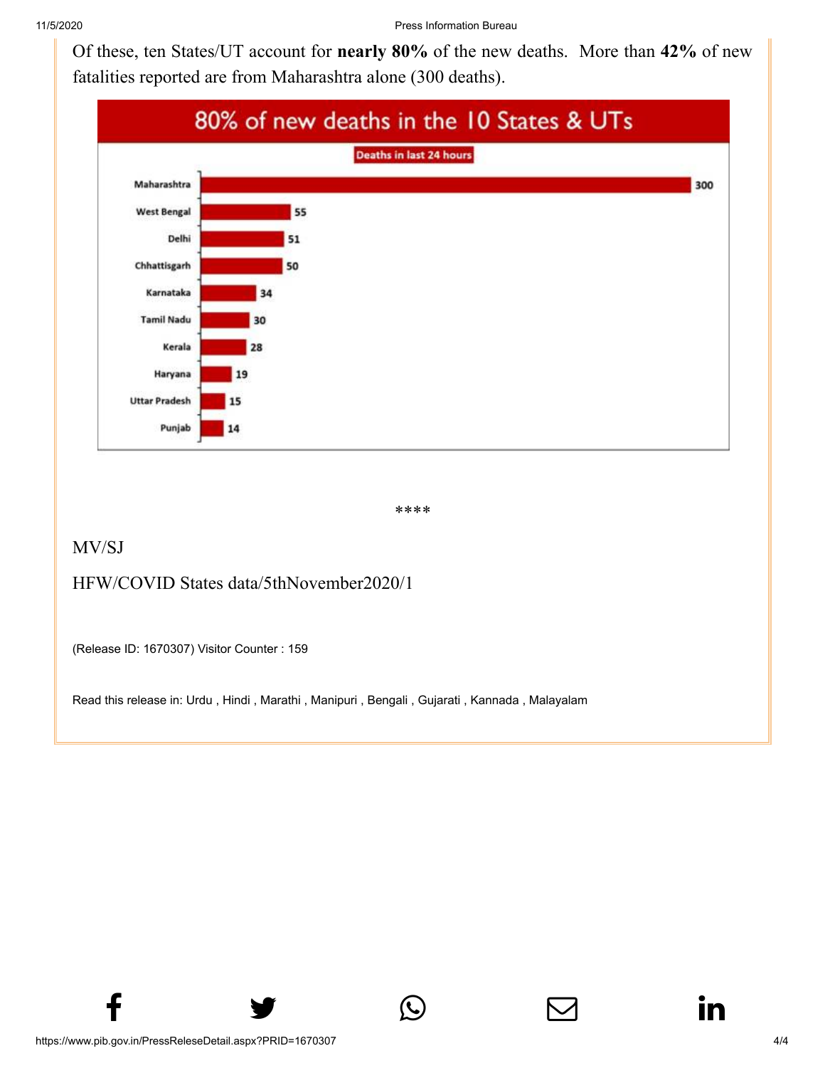Of these, ten States/UT account for **nearly 80%** of the new deaths. More than **42%** of new fatalities reported are from Maharashtra alone (300 deaths).

80% of new deaths in the 10 States & UTs

Deaths in last 24 hours

Maharashtra 300
West Bengal 55
Delhi 51
Chhattisgarh 50
Karnataka 34
Tamil Nadu 30
Kerala 28
Haryana 19
Uttar Pradesh 15
Punjab 14

\*\*\*\*

MV/SJ

HFW/COVID States data/5thNovember2020/1

(Release ID: 1670307) Visitor Counter : 159

Read this release in: Urdu , Hindi , Marathi , Manipuri , Bengali , Gujarati , Kannada , Malayalam